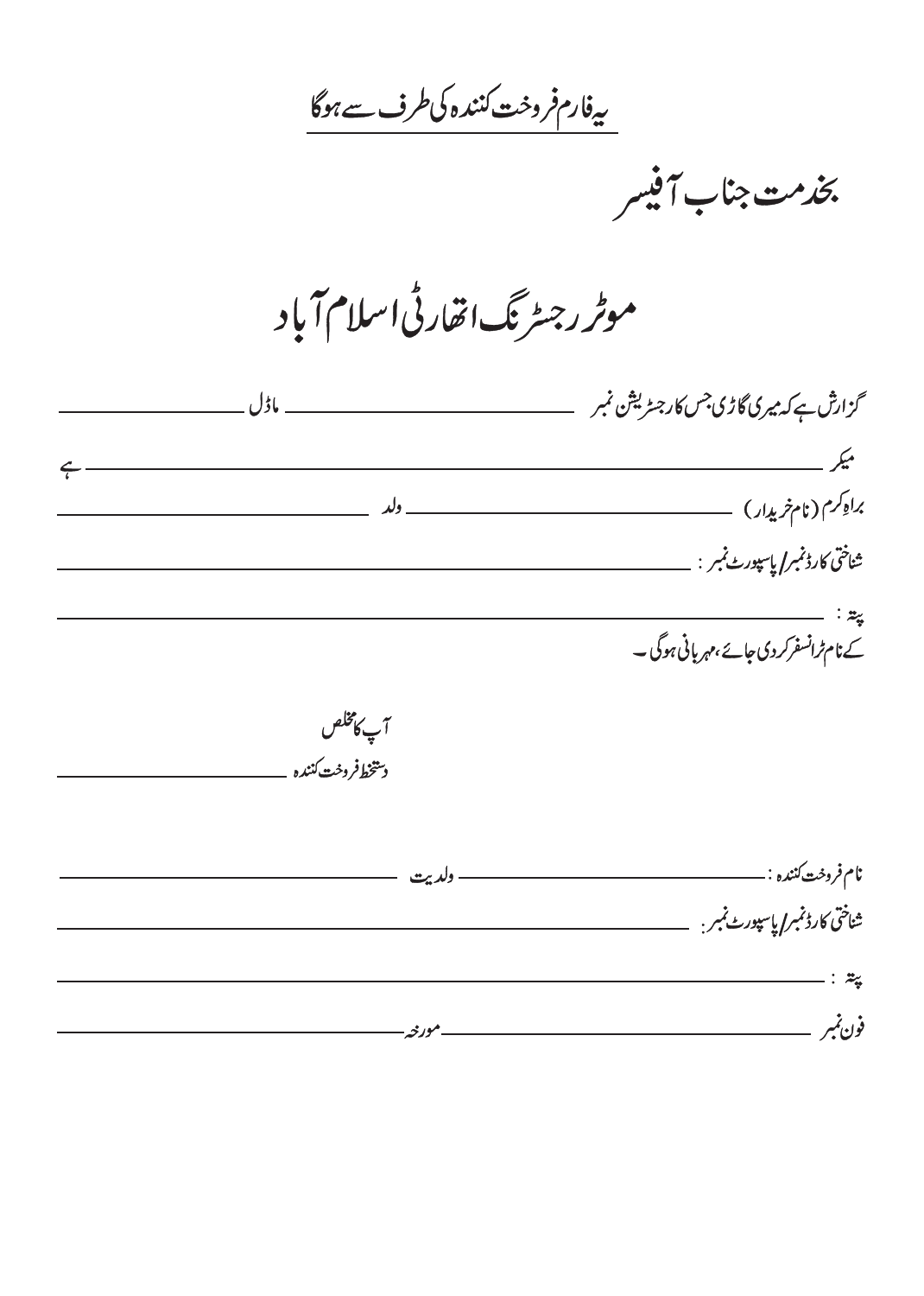<u>یہ فارم فروخت کنندہ کی طرف سے ہوگا</u>

# بخدمت جناب آفیسر

# موٹر رجسٹرنگ اتھارٹی اسلام آباد

گزارش ہے کہ میری گاڑی جس کا رجسٹریشن نمبر ________________ ماڈل ________________

میکر ____________________________________________________ ہے

براہِ کرم (نام خریدار) ________________ ولد ________________

شناختی کارڈ نمبر/پاسپورٹ نمبر : ____________________________________

پتہ : ____________________________________________________

کے نام ٹرانسفر کر دی جائے، مہربانی ہوگی۔

آپ کا مخلص

دستخط فروخت کنندہ ________________

نام فروخت کنندہ : ________________ ولدیت ________________

شناختی کارڈ نمبر/پاسپورٹ نمبر: ____________________________________

پتہ : ____________________________________________________

فون نمبر ________________ مورخہ ________________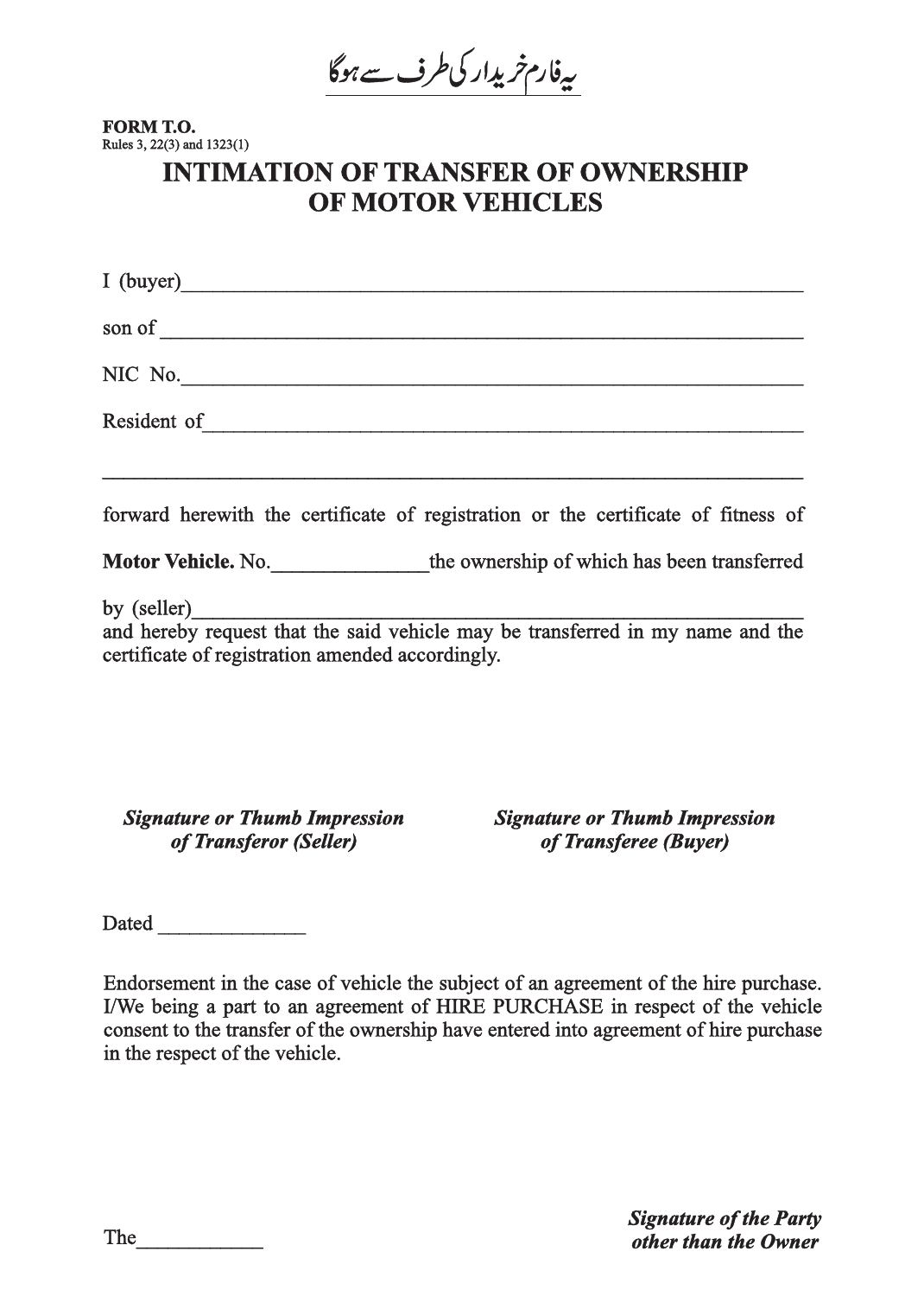یہ فارم خریدار کی طرف سے ہوگا

**FORM T.O.**
Rules 3, 22(3) and 1323(1)

# INTIMATION OF TRANSFER OF OWNERSHIP OF MOTOR VEHICLES

I (buyer)_______________________________________________________________

son of _________________________________________________________________

NIC No._________________________________________________________________

Resident of_____________________________________________________________

________________________________________________________________________

forward herewith the certificate of registration or the certificate of fitness of

**Motor Vehicle.** No._______________the ownership of which has been transferred

by (seller)______________________________________________________________
and hereby request that the said vehicle may be transferred in my name and the certificate of registration amended accordingly.

***Signature or Thumb Impression of Transferor (Seller)***

***Signature or Thumb Impression of Transferee (Buyer)***

Dated ______________

Endorsement in the case of vehicle the subject of an agreement of the hire purchase. I/We being a part to an agreement of HIRE PURCHASE in respect of the vehicle consent to the transfer of the ownership have entered into agreement of hire purchase in the respect of the vehicle.

The____________

***Signature of the Party other than the Owner***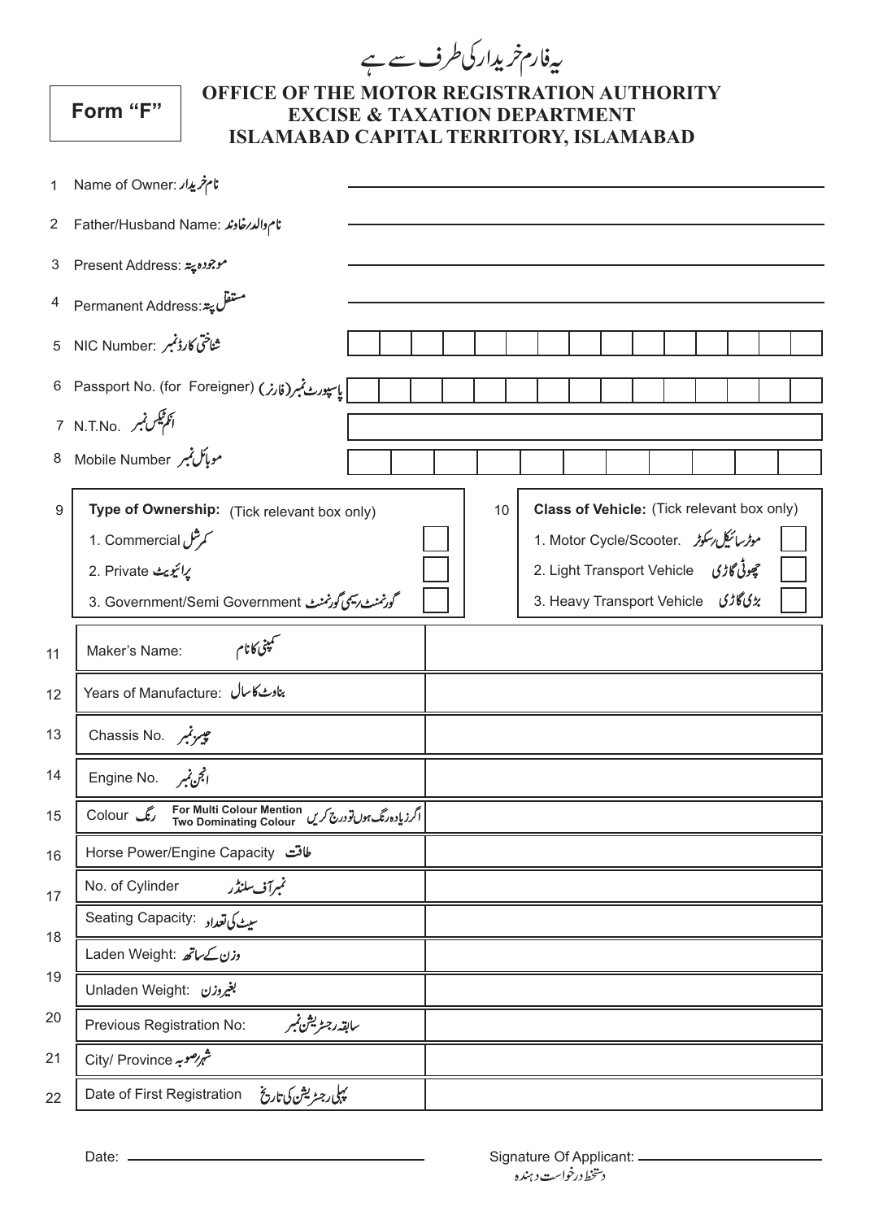یہ فارم خریدار کی طرف سے ہے

**Form "F"**

# OFFICE OF THE MOTOR REGISTRATION AUTHORITY
## EXCISE & TAXATION DEPARTMENT
## ISLAMABAD CAPITAL TERRITORY, ISLAMABAD

1. Name of Owner: نام خریدار ______________________
2. Father/Husband Name: نام والد/خاوند ______________________
3. Present Address: موجودہ پتہ ______________________
4. Permanent Address: مستقل پتہ ______________________
5. NIC Number: شناختی کارڈ نمبر | | | | | | | | | | | | | | |
6. Passport No. (for Foreigner) پاسپورٹ نمبر (فارنر) | | | | | | | | | | | | | | |
7. N.T.No. انکم ٹیکس نمبر ______________________
8. Mobile Number موبائل نمبر | | | | | | | | | | | |

9. **Type of Ownership:** (Tick relevant box only)
   1. Commercial کمرشل ☐
   2. Private پرائیویٹ ☐
   3. Government/Semi Government گورنمنٹ/سیمی گورنمنٹ ☐

10. **Class of Vehicle:** (Tick relevant box only)
    1. Motor Cycle/Scooter. موٹرسائیکل/سکوٹر ☐
    2. Light Transport Vehicle چھوٹی گاڑی ☐
    3. Heavy Transport Vehicle بڑی گاڑی ☐

| No. | Particulars | |
|---|---|---|
| 11 | Maker's Name: کمپنی کا نام | |
| 12 | Years of Manufacture: بناوٹ کا سال | |
| 13 | Chassis No. چیسز نمبر | |
| 14 | Engine No. انجن نمبر | |
| 15 | Colour رنگ For Multi Colour Mention Two Dominating Colour اگر زیادہ رنگ ہوں تو درج کریں | |
| 16 | Horse Power/Engine Capacity طاقت | |
| 17 | No. of Cylinder نمبر آف سلنڈر | |
| 18 | Seating Capacity: سیٹ کی تعداد | |
| | Laden Weight: وزن کے ساتھ | |
| 19 | Unladen Weight: بغیر وزن | |
| 20 | Previous Registration No: سابقہ رجسٹریشن نمبر | |
| 21 | City/ Province شہر/صوبہ | |
| 22 | Date of First Registration پہلی رجسٹریشن کی تاریخ | |

Date: ______________________

Signature Of Applicant: ______________________
دستخط درخواست دہندہ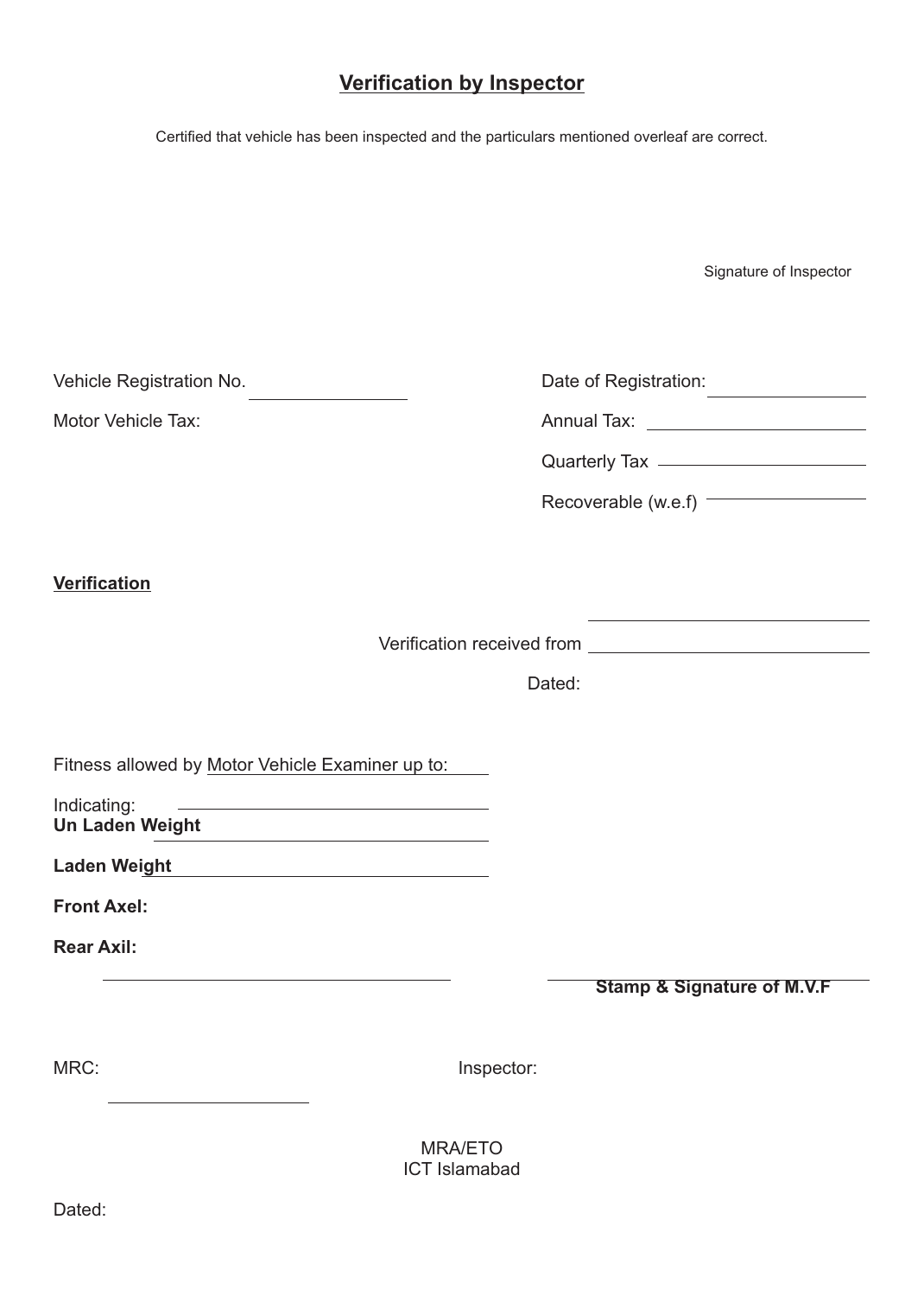## Verification by Inspector

Certified that vehicle has been inspected and the particulars mentioned overleaf are correct.

Signature of Inspector

Vehicle Registration No. ____________________

Date of Registration: ____________________

Motor Vehicle Tax:

Annual Tax: ____________________

Quarterly Tax ____________________

Recoverable (w.e.f) ____________________

**Verification**

____________________

Verification received from ____________________

Dated:

Fitness allowed by Motor Vehicle Examiner up to: ________

Indicating: ____________________

**Un Laden Weight** ____________________

**Laden Weight** ____________________

**Front Axel:**

**Rear Axil:**

____________________

**Stamp & Signature of M.V.F**

MRC: ____________________

Inspector:

MRA/ETO
ICT Islamabad

Dated: